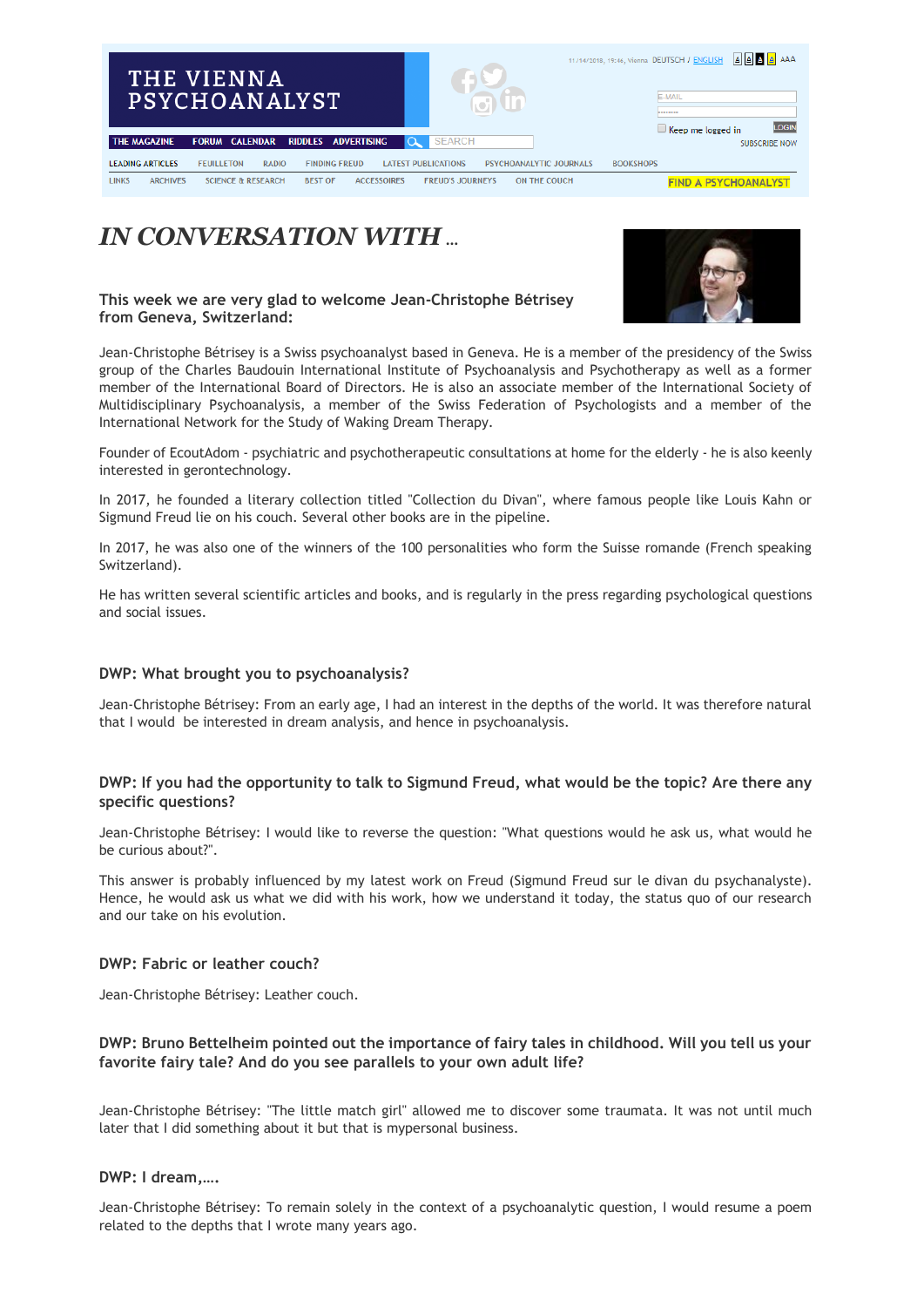THE VIENNA PSYCHOANALYST

THE MAGAZINE FORUM CALENDAR RIDDLES ADVERTISING

LEADING ARTICLES FEUILLETON RADIO FINDING FREUD LATEST PUBLICATIONS PSYCHOANALYTIC JOURNALS BOOKSHOPS

LINKS ARCHIVES SCIENCE & RESEARCH BEST OF ACCESSOIRES FREUD'S JOURNEYS ON THE COUCH FIND A PSYCHOANALYST

# *IN CONVERSATION WITH ...*

### This week we are very glad to welcome Jean-Christophe Bétrisey from Geneva, Switzerland:

Jean-Christophe Bétrisey is a Swiss psychoanalyst based in Geneva. He is a member of the presidency of the Swiss group of the Charles Baudouin International Institute of Psychoanalysis and Psychotherapy as well as a former member of the International Board of Directors. He is also an associate member of the International Society of Multidisciplinary Psychoanalysis, a member of the Swiss Federation of Psychologists and a member of the International Network for the Study of Waking Dream Therapy.

Founder of EcoutAdom - psychiatric and psychotherapeutic consultations at home for the elderly - he is also keenly interested in gerontechnology.

In 2017, he founded a literary collection titled "Collection du Divan", where famous people like Louis Kahn or Sigmund Freud lie on his couch. Several other books are in the pipeline.

In 2017, he was also one of the winners of the 100 personalities who form the Suisse romande (French speaking Switzerland).

He has written several scientific articles and books, and is regularly in the press regarding psychological questions and social issues.

### DWP: What brought you to psychoanalysis?

Jean-Christophe Bétrisey: From an early age, I had an interest in the depths of the world. It was therefore natural that I would be interested in dream analysis, and hence in psychoanalysis.

### DWP: If you had the opportunity to talk to Sigmund Freud, what would be the topic? Are there any specific questions?

Jean-Christophe Bétrisey: I would like to reverse the question: "What questions would he ask us, what would he be curious about?".

This answer is probably influenced by my latest work on Freud (Sigmund Freud sur le divan du psychanalyste). Hence, he would ask us what we did with his work, how we understand it today, the status quo of our research and our take on his evolution.

### DWP: Fabric or leather couch?

Jean-Christophe Bétrisey: Leather couch.

### DWP: Bruno Bettelheim pointed out the importance of fairy tales in childhood. Will you tell us your favorite fairy tale? And do you see parallels to your own adult life?

Jean-Christophe Bétrisey: "The little match girl" allowed me to discover some traumata. It was not until much later that I did something about it but that is mypersonal business.

### DWP: I dream,….

Jean-Christophe Bétrisey: To remain solely in the context of a psychoanalytic question, I would resume a poem related to the depths that I wrote many years ago.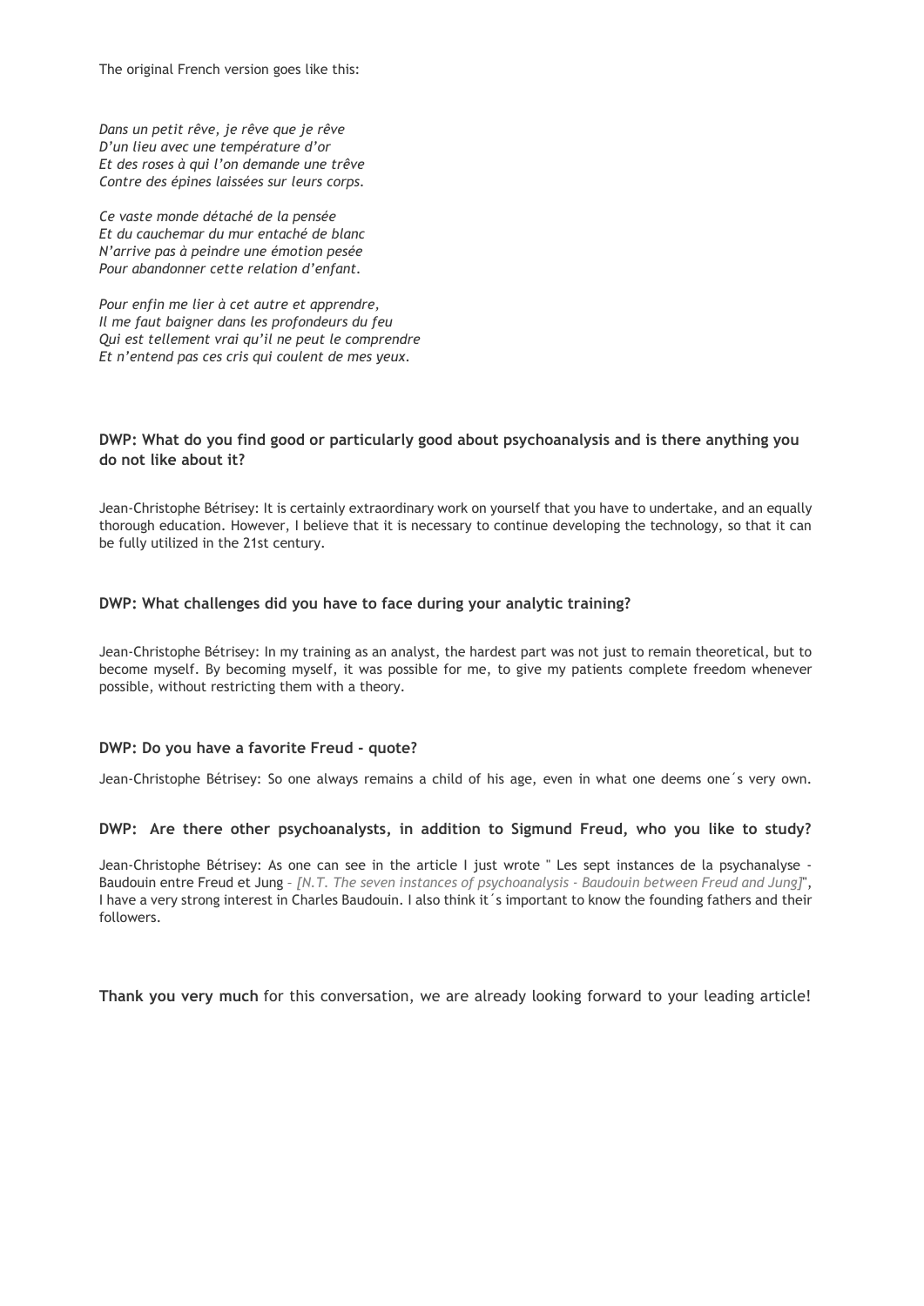The original French version goes like this:

*Dans un petit rêve, je rêve que je rêve*
*D'un lieu avec une température d'or*
*Et des roses à qui l'on demande une trêve*
*Contre des épines laissées sur leurs corps.*

*Ce vaste monde détaché de la pensée*
*Et du cauchemar du mur entaché de blanc*
*N'arrive pas à peindre une émotion pesée*
*Pour abandonner cette relation d'enfant.*

*Pour enfin me lier à cet autre et apprendre,*
*Il me faut baigner dans les profondeurs du feu*
*Qui est tellement vrai qu'il ne peut le comprendre*
*Et n'entend pas ces cris qui coulent de mes yeux.*

**DWP: What do you find good or particularly good about psychoanalysis and is there anything you do not like about it?**

Jean-Christophe Bétrisey: It is certainly extraordinary work on yourself that you have to undertake, and an equally thorough education. However, I believe that it is necessary to continue developing the technology, so that it can be fully utilized in the 21st century.

**DWP: What challenges did you have to face during your analytic training?**

Jean-Christophe Bétrisey: In my training as an analyst, the hardest part was not just to remain theoretical, but to become myself. By becoming myself, it was possible for me, to give my patients complete freedom whenever possible, without restricting them with a theory.

**DWP: Do you have a favorite Freud - quote?**

Jean-Christophe Bétrisey: So one always remains a child of his age, even in what one deems one´s very own.

**DWP: Are there other psychoanalysts, in addition to Sigmund Freud, who you like to study?**

Jean-Christophe Bétrisey: As one can see in the article I just wrote " Les sept instances de la psychanalyse - Baudouin entre Freud et Jung – *[N.T. The seven instances of psychoanalysis - Baudouin between Freud and Jung]*", I have a very strong interest in Charles Baudouin. I also think it´s important to know the founding fathers and their followers.

**Thank you very much** for this conversation, we are already looking forward to your leading article!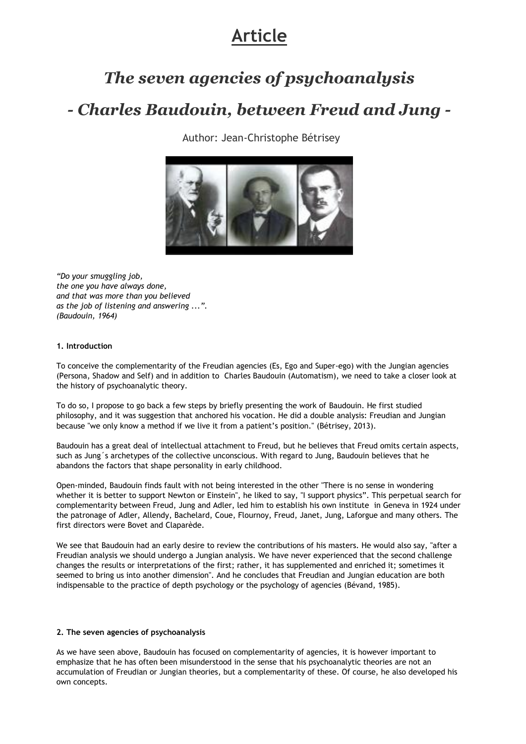# Article

## *The seven agencies of psychoanalysis*

## *- Charles Baudouin, between Freud and Jung -*

Author: Jean-Christophe Bétrisey

*"Do your smuggling job,*
*the one you have always done,*
*and that was more than you believed*
*as the job of listening and answering ...".*
*(Baudouin, 1964)*

**1. Introduction**

To conceive the complementarity of the Freudian agencies (Es, Ego and Super-ego) with the Jungian agencies (Persona, Shadow and Self) and in addition to Charles Baudouin (Automatism), we need to take a closer look at the history of psychoanalytic theory.

To do so, I propose to go back a few steps by briefly presenting the work of Baudouin. He first studied philosophy, and it was suggestion that anchored his vocation. He did a double analysis: Freudian and Jungian because "we only know a method if we live it from a patient's position." (Bétrisey, 2013).

Baudouin has a great deal of intellectual attachment to Freud, but he believes that Freud omits certain aspects, such as Jung´s archetypes of the collective unconscious. With regard to Jung, Baudouin believes that he abandons the factors that shape personality in early childhood.

Open-minded, Baudouin finds fault with not being interested in the other "There is no sense in wondering whether it is better to support Newton or Einstein", he liked to say, "I support physics". This perpetual search for complementarity between Freud, Jung and Adler, led him to establish his own institute in Geneva in 1924 under the patronage of Adler, Allendy, Bachelard, Coue, Flournoy, Freud, Janet, Jung, Laforgue and many others. The first directors were Bovet and Claparède.

We see that Baudouin had an early desire to review the contributions of his masters. He would also say, "after a Freudian analysis we should undergo a Jungian analysis. We have never experienced that the second challenge changes the results or interpretations of the first; rather, it has supplemented and enriched it; sometimes it seemed to bring us into another dimension". And he concludes that Freudian and Jungian education are both indispensable to the practice of depth psychology or the psychology of agencies (Bévand, 1985).

**2. The seven agencies of psychoanalysis**

As we have seen above, Baudouin has focused on complementarity of agencies, it is however important to emphasize that he has often been misunderstood in the sense that his psychoanalytic theories are not an accumulation of Freudian or Jungian theories, but a complementarity of these. Of course, he also developed his own concepts.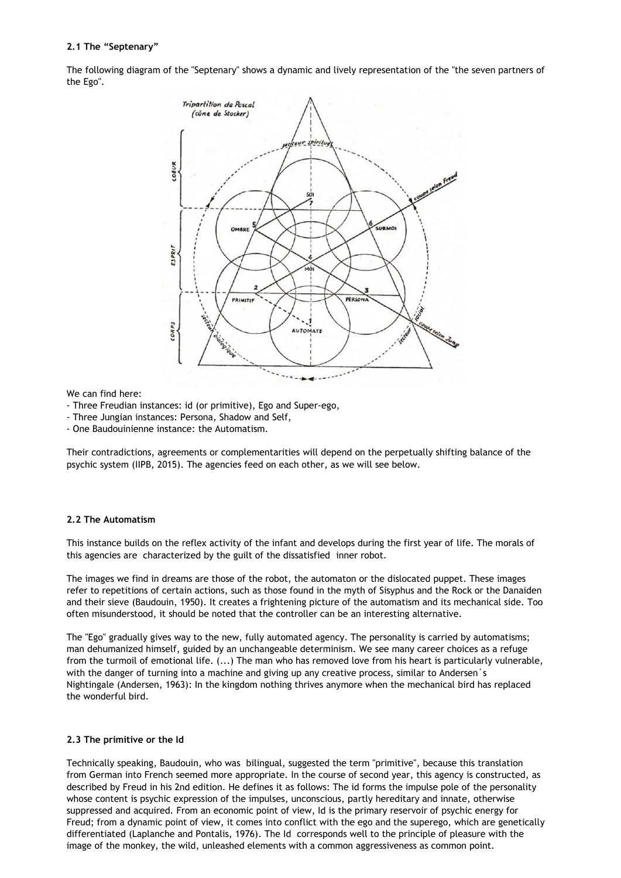**2.1 The "Septenary"**

The following diagram of the "Septenary" shows a dynamic and lively representation of the "the seven partners of the Ego".

We can find here:

- Three Freudian instances: id (or primitive), Ego and Super-ego,
- Three Jungian instances: Persona, Shadow and Self,
- One Baudouinienne instance: the Automatism.

Their contradictions, agreements or complementarities will depend on the perpetually shifting balance of the psychic system (IIPB, 2015). The agencies feed on each other, as we will see below.

**2.2 The Automatism**

This instance builds on the reflex activity of the infant and develops during the first year of life. The morals of this agencies are characterized by the guilt of the dissatisfied inner robot.

The images we find in dreams are those of the robot, the automaton or the dislocated puppet. These images refer to repetitions of certain actions, such as those found in the myth of Sisyphus and the Rock or the Danaiden and their sieve (Baudouin, 1950). It creates a frightening picture of the automatism and its mechanical side. Too often misunderstood, it should be noted that the controller can be an interesting alternative.

The "Ego" gradually gives way to the new, fully automated agency. The personality is carried by automatisms; man dehumanized himself, guided by an unchangeable determinism. We see many career choices as a refuge from the turmoil of emotional life. (...) The man who has removed love from his heart is particularly vulnerable, with the danger of turning into a machine and giving up any creative process, similar to Andersen´s Nightingale (Andersen, 1963): In the kingdom nothing thrives anymore when the mechanical bird has replaced the wonderful bird.

**2.3 The primitive or the Id**

Technically speaking, Baudouin, who was bilingual, suggested the term "primitive", because this translation from German into French seemed more appropriate. In the course of second year, this agency is constructed, as described by Freud in his 2nd edition. He defines it as follows: The id forms the impulse pole of the personality whose content is psychic expression of the impulses, unconscious, partly hereditary and innate, otherwise suppressed and acquired. From an economic point of view, Id is the primary reservoir of psychic energy for Freud; from a dynamic point of view, it comes into conflict with the ego and the superego, which are genetically differentiated (Laplanche and Pontalis, 1976). The Id corresponds well to the principle of pleasure with the image of the monkey, the wild, unleashed elements with a common aggressiveness as common point.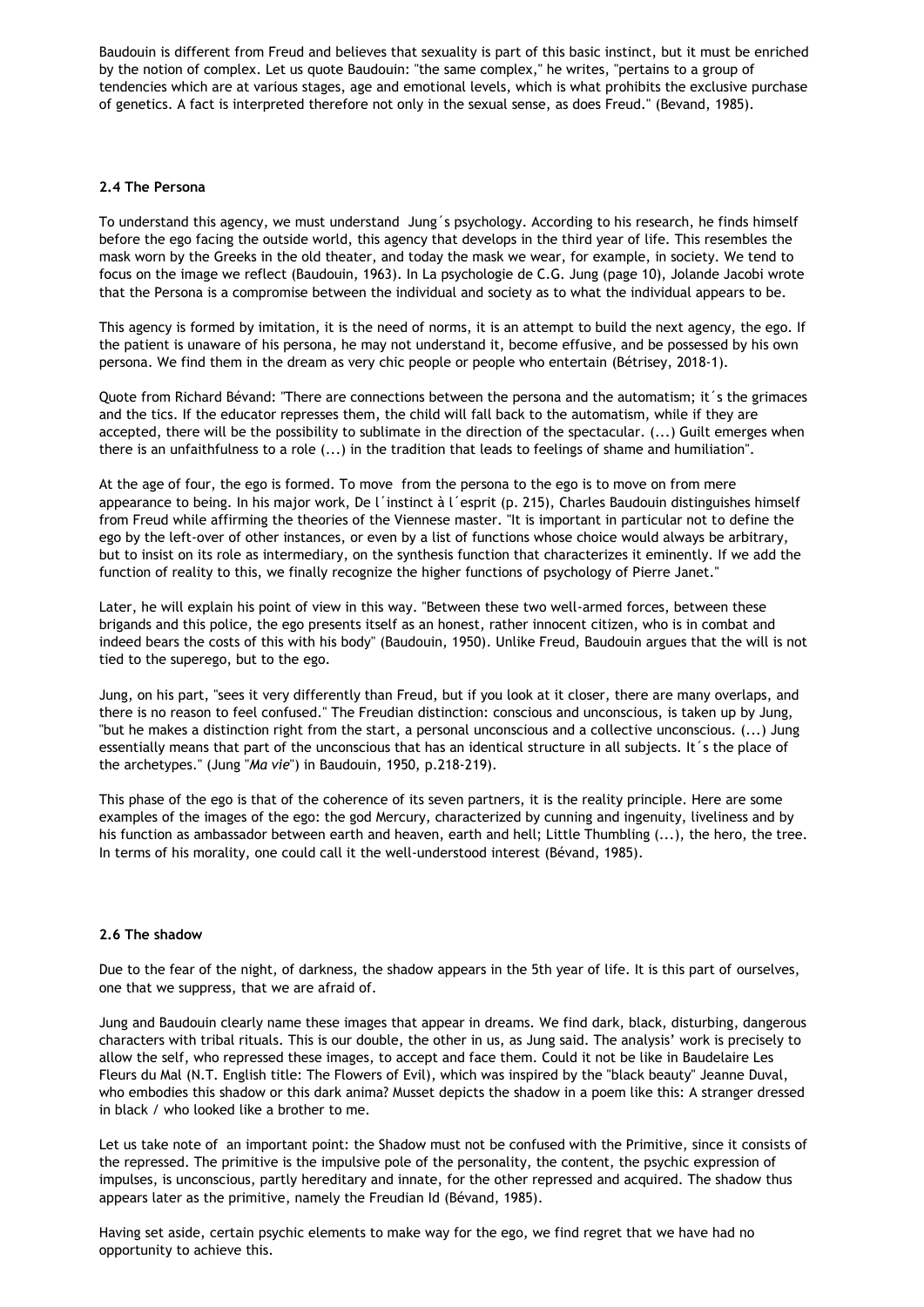Baudouin is different from Freud and believes that sexuality is part of this basic instinct, but it must be enriched by the notion of complex. Let us quote Baudouin: "the same complex," he writes, "pertains to a group of tendencies which are at various stages, age and emotional levels, which is what prohibits the exclusive purchase of genetics. A fact is interpreted therefore not only in the sexual sense, as does Freud." (Bevand, 1985).

#### 2.4 The Persona

To understand this agency, we must understand Jung´s psychology. According to his research, he finds himself before the ego facing the outside world, this agency that develops in the third year of life. This resembles the mask worn by the Greeks in the old theater, and today the mask we wear, for example, in society. We tend to focus on the image we reflect (Baudouin, 1963). In La psychologie de C.G. Jung (page 10), Jolande Jacobi wrote that the Persona is a compromise between the individual and society as to what the individual appears to be.

This agency is formed by imitation, it is the need of norms, it is an attempt to build the next agency, the ego. If the patient is unaware of his persona, he may not understand it, become effusive, and be possessed by his own persona. We find them in the dream as very chic people or people who entertain (Bétrisey, 2018-1).

Quote from Richard Bévand: "There are connections between the persona and the automatism; it´s the grimaces and the tics. If the educator represses them, the child will fall back to the automatism, while if they are accepted, there will be the possibility to sublimate in the direction of the spectacular. (...) Guilt emerges when there is an unfaithfulness to a role (...) in the tradition that leads to feelings of shame and humiliation".

At the age of four, the ego is formed. To move from the persona to the ego is to move on from mere appearance to being. In his major work, De l´instinct à l´esprit (p. 215), Charles Baudouin distinguishes himself from Freud while affirming the theories of the Viennese master. "It is important in particular not to define the ego by the left-over of other instances, or even by a list of functions whose choice would always be arbitrary, but to insist on its role as intermediary, on the synthesis function that characterizes it eminently. If we add the function of reality to this, we finally recognize the higher functions of psychology of Pierre Janet."

Later, he will explain his point of view in this way. "Between these two well-armed forces, between these brigands and this police, the ego presents itself as an honest, rather innocent citizen, who is in combat and indeed bears the costs of this with his body" (Baudouin, 1950). Unlike Freud, Baudouin argues that the will is not tied to the superego, but to the ego.

Jung, on his part, "sees it very differently than Freud, but if you look at it closer, there are many overlaps, and there is no reason to feel confused." The Freudian distinction: conscious and unconscious, is taken up by Jung, "but he makes a distinction right from the start, a personal unconscious and a collective unconscious. (...) Jung essentially means that part of the unconscious that has an identical structure in all subjects. It´s the place of the archetypes." (Jung "*Ma vie*") in Baudouin, 1950, p.218-219).

This phase of the ego is that of the coherence of its seven partners, it is the reality principle. Here are some examples of the images of the ego: the god Mercury, characterized by cunning and ingenuity, liveliness and by his function as ambassador between earth and heaven, earth and hell; Little Thumbling (...), the hero, the tree. In terms of his morality, one could call it the well-understood interest (Bévand, 1985).

#### 2.6 The shadow

Due to the fear of the night, of darkness, the shadow appears in the 5th year of life. It is this part of ourselves, one that we suppress, that we are afraid of.

Jung and Baudouin clearly name these images that appear in dreams. We find dark, black, disturbing, dangerous characters with tribal rituals. This is our double, the other in us, as Jung said. The analysis' work is precisely to allow the self, who repressed these images, to accept and face them. Could it not be like in Baudelaire Les Fleurs du Mal (N.T. English title: The Flowers of Evil), which was inspired by the "black beauty" Jeanne Duval, who embodies this shadow or this dark anima? Musset depicts the shadow in a poem like this: A stranger dressed in black / who looked like a brother to me.

Let us take note of an important point: the Shadow must not be confused with the Primitive, since it consists of the repressed. The primitive is the impulsive pole of the personality, the content, the psychic expression of impulses, is unconscious, partly hereditary and innate, for the other repressed and acquired. The shadow thus appears later as the primitive, namely the Freudian Id (Bévand, 1985).

Having set aside, certain psychic elements to make way for the ego, we find regret that we have had no opportunity to achieve this.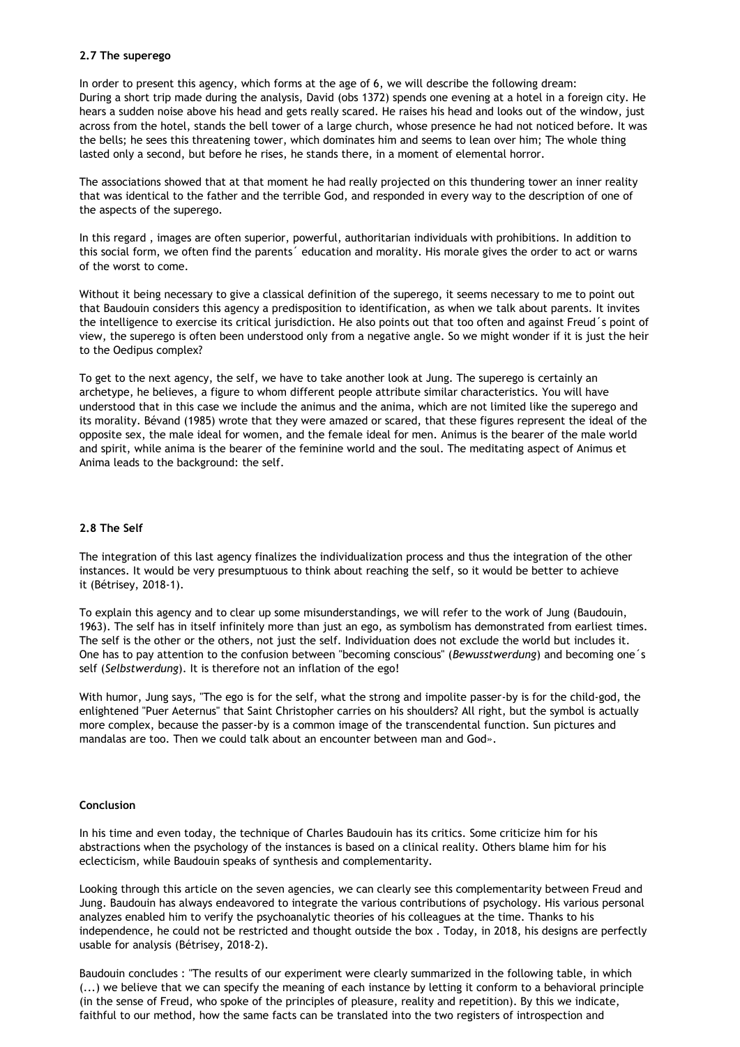### 2.7 The superego

In order to present this agency, which forms at the age of 6, we will describe the following dream:
During a short trip made during the analysis, David (obs 1372) spends one evening at a hotel in a foreign city. He hears a sudden noise above his head and gets really scared. He raises his head and looks out of the window, just across from the hotel, stands the bell tower of a large church, whose presence he had not noticed before. It was the bells; he sees this threatening tower, which dominates him and seems to lean over him; The whole thing lasted only a second, but before he rises, he stands there, in a moment of elemental horror.

The associations showed that at that moment he had really projected on this thundering tower an inner reality that was identical to the father and the terrible God, and responded in every way to the description of one of the aspects of the superego.

In this regard , images are often superior, powerful, authoritarian individuals with prohibitions. In addition to this social form, we often find the parents´ education and morality. His morale gives the order to act or warns of the worst to come.

Without it being necessary to give a classical definition of the superego, it seems necessary to me to point out that Baudouin considers this agency a predisposition to identification, as when we talk about parents. It invites the intelligence to exercise its critical jurisdiction. He also points out that too often and against Freud´s point of view, the superego is often been understood only from a negative angle. So we might wonder if it is just the heir to the Oedipus complex?

To get to the next agency, the self, we have to take another look at Jung. The superego is certainly an archetype, he believes, a figure to whom different people attribute similar characteristics. You will have understood that in this case we include the animus and the anima, which are not limited like the superego and its morality. Bévand (1985) wrote that they were amazed or scared, that these figures represent the ideal of the opposite sex, the male ideal for women, and the female ideal for men. Animus is the bearer of the male world and spirit, while anima is the bearer of the feminine world and the soul. The meditating aspect of Animus et Anima leads to the background: the self.

### 2.8 The Self

The integration of this last agency finalizes the individualization process and thus the integration of the other instances. It would be very presumptuous to think about reaching the self, so it would be better to achieve it (Bétrisey, 2018-1).

To explain this agency and to clear up some misunderstandings, we will refer to the work of Jung (Baudouin, 1963). The self has in itself infinitely more than just an ego, as symbolism has demonstrated from earliest times. The self is the other or the others, not just the self. Individuation does not exclude the world but includes it. One has to pay attention to the confusion between "becoming conscious" (*Bewusstwerdung*) and becoming one´s self (*Selbstwerdung*). It is therefore not an inflation of the ego!

With humor, Jung says, "The ego is for the self, what the strong and impolite passer-by is for the child-god, the enlightened "Puer Aeternus" that Saint Christopher carries on his shoulders? All right, but the symbol is actually more complex, because the passer-by is a common image of the transcendental function. Sun pictures and mandalas are too. Then we could talk about an encounter between man and God».

### Conclusion

In his time and even today, the technique of Charles Baudouin has its critics. Some criticize him for his abstractions when the psychology of the instances is based on a clinical reality. Others blame him for his eclecticism, while Baudouin speaks of synthesis and complementarity.

Looking through this article on the seven agencies, we can clearly see this complementarity between Freud and Jung. Baudouin has always endeavored to integrate the various contributions of psychology. His various personal analyzes enabled him to verify the psychoanalytic theories of his colleagues at the time. Thanks to his independence, he could not be restricted and thought outside the box . Today, in 2018, his designs are perfectly usable for analysis (Bétrisey, 2018-2).

Baudouin concludes : "The results of our experiment were clearly summarized in the following table, in which (...) we believe that we can specify the meaning of each instance by letting it conform to a behavioral principle (in the sense of Freud, who spoke of the principles of pleasure, reality and repetition). By this we indicate, faithful to our method, how the same facts can be translated into the two registers of introspection and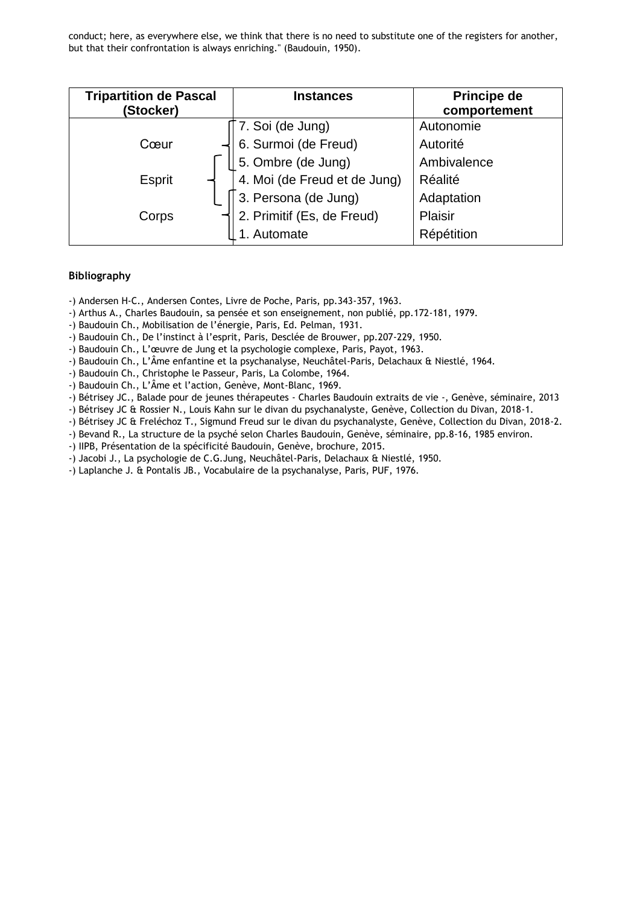conduct; here, as everywhere else, we think that there is no need to substitute one of the registers for another, but that their confrontation is always enriching." (Baudouin, 1950).

| Tripartition de Pascal (Stocker) | Instances | Principe de comportement |
|---|---|---|
| | 7. Soi (de Jung) | Autonomie |
| Cœur | 6. Surmoi (de Freud) | Autorité |
| | 5. Ombre (de Jung) | Ambivalence |
| Esprit | 4. Moi (de Freud et de Jung) | Réalité |
| | 3. Persona (de Jung) | Adaptation |
| Corps | 2. Primitif (Es, de Freud) | Plaisir |
| | 1. Automate | Répétition |

**Bibliography**

-) Andersen H-C., Andersen Contes, Livre de Poche, Paris, pp.343-357, 1963.
-) Arthus A., Charles Baudouin, sa pensée et son enseignement, non publié, pp.172-181, 1979.
-) Baudouin Ch., Mobilisation de l'énergie, Paris, Ed. Pelman, 1931.
-) Baudouin Ch., De l'instinct à l'esprit, Paris, Desclée de Brouwer, pp.207-229, 1950.
-) Baudouin Ch., L'œuvre de Jung et la psychologie complexe, Paris, Payot, 1963.
-) Baudouin Ch., L'Âme enfantine et la psychanalyse, Neuchâtel-Paris, Delachaux & Niestlé, 1964.
-) Baudouin Ch., Christophe le Passeur, Paris, La Colombe, 1964.
-) Baudouin Ch., L'Âme et l'action, Genève, Mont-Blanc, 1969.
-) Bétrisey JC., Balade pour de jeunes thérapeutes - Charles Baudouin extraits de vie -, Genève, séminaire, 2013
-) Bétrisey JC & Rossier N., Louis Kahn sur le divan du psychanalyste, Genève, Collection du Divan, 2018-1.
-) Bétrisey JC & Freléchoz T., Sigmund Freud sur le divan du psychanalyste, Genève, Collection du Divan, 2018-2.
-) Bevand R., La structure de la psyché selon Charles Baudouin, Genève, séminaire, pp.8-16, 1985 environ.
-) IIPB, Présentation de la spécificité Baudouin, Genève, brochure, 2015.
-) Jacobi J., La psychologie de C.G.Jung, Neuchâtel-Paris, Delachaux & Niestlé, 1950.
-) Laplanche J. & Pontalis JB., Vocabulaire de la psychanalyse, Paris, PUF, 1976.